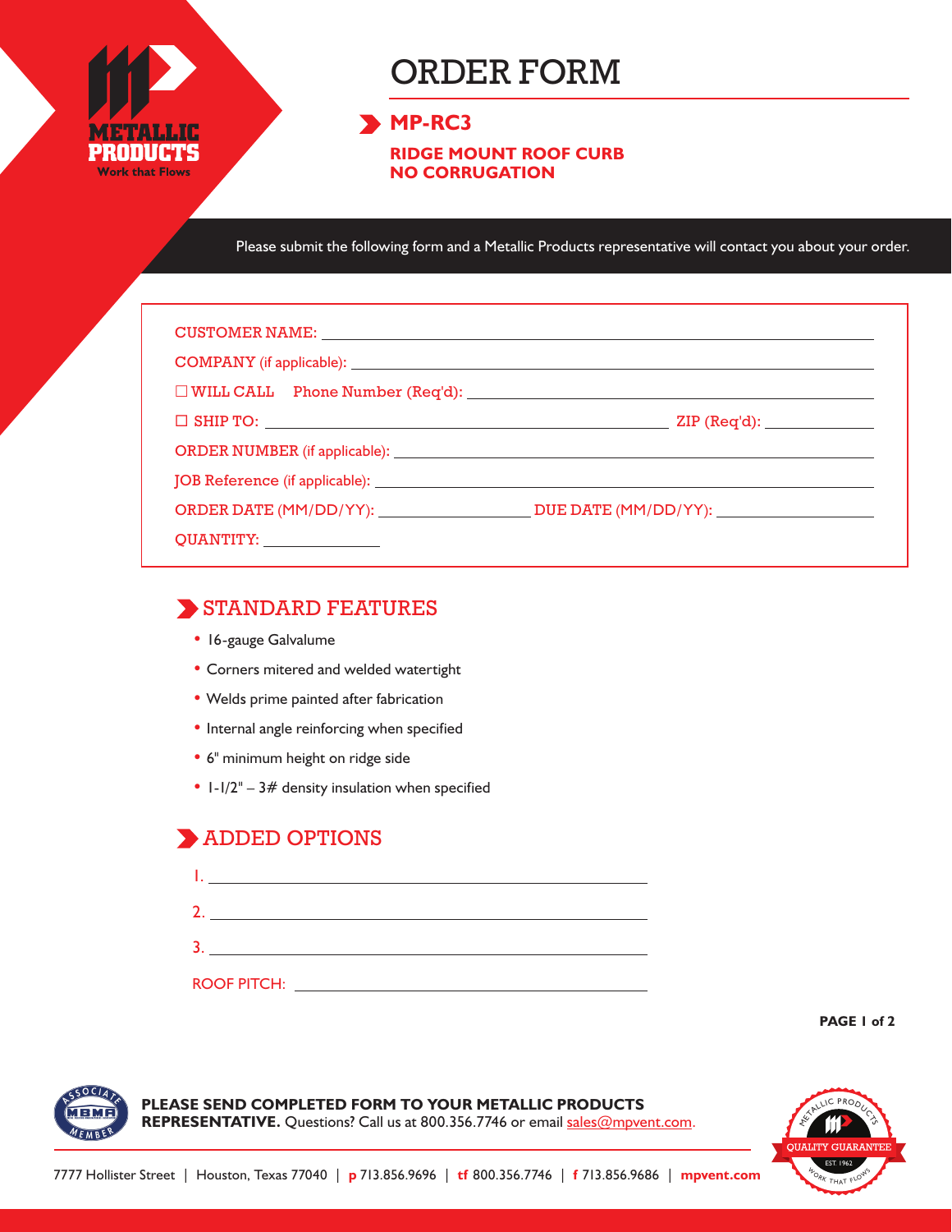# ORDER FORM

## MP-RC3

### RIDGE MOUNT ROOF CURB
### NO CORRUGATION

Please submit the following form and a Metallic Products representative will contact you about your order.

CUSTOMER NAME: ______________________________

COMPANY (if applicable): ______________________________

☐ WILL CALL   Phone Number (Req'd): ______________________________

☐ SHIP TO: ______________________________ ZIP (Req'd): __________

ORDER NUMBER (if applicable): ______________________________

JOB Reference (if applicable): ______________________________

ORDER DATE (MM/DD/YY): ______________ DUE DATE (MM/DD/YY): ______________

QUANTITY: __________

## STANDARD FEATURES

- 16-gauge Galvalume
- Corners mitered and welded watertight
- Welds prime painted after fabrication
- Internal angle reinforcing when specified
- 6" minimum height on ridge side
- 1-1/2" – 3# density insulation when specified

## ADDED OPTIONS

1. ______________________________
2. ______________________________
3. ______________________________

ROOF PITCH: ______________________________

**PLEASE SEND COMPLETED FORM TO YOUR METALLIC PRODUCTS REPRESENTATIVE.** Questions? Call us at 800.356.7746 or email sales@mpvent.com.

7777 Hollister Street | Houston, Texas 77040 | p 713.856.9696 | tf 800.356.7746 | f 713.856.9686 | mpvent.com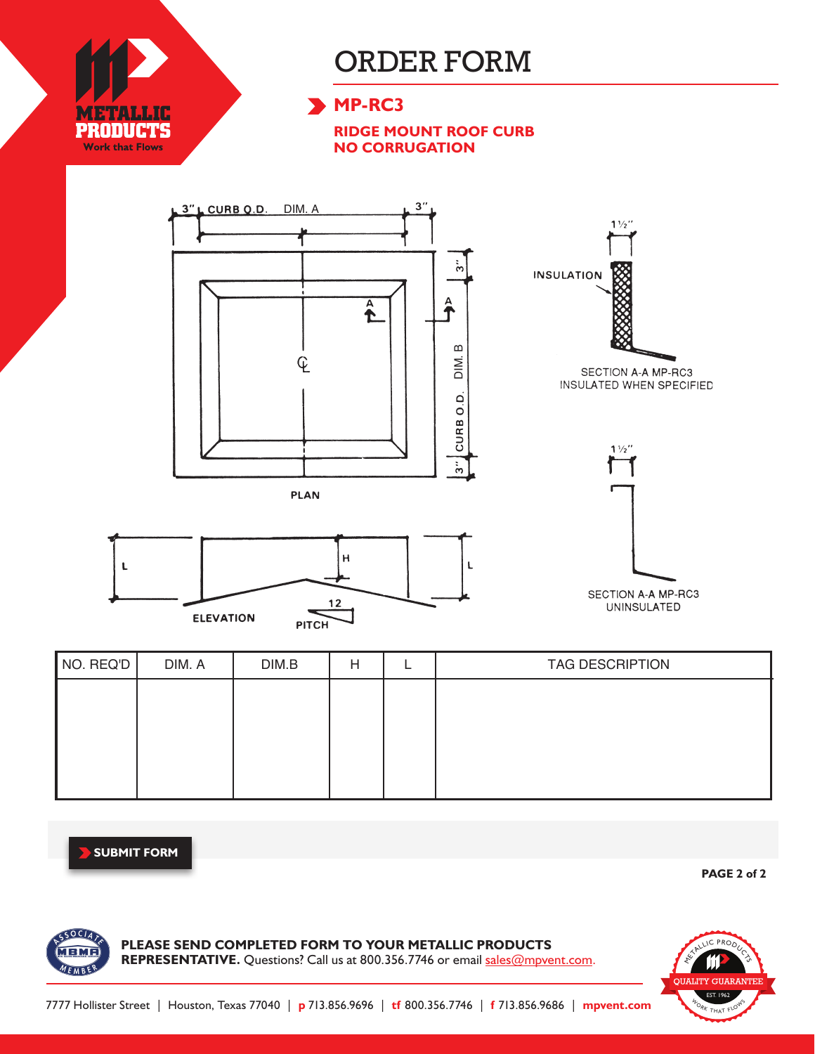# ORDER FORM

## MP-RC3

**RIDGE MOUNT ROOF CURB**
**NO CORRUGATION**

3" CURB O.D. DIM. A 3"

3" DIM. B CURB O.D. 3"

A A

℄

PLAN

1 ½"

INSULATION

SECTION A-A MP-RC3
INSULATED WHEN SPECIFIED

1 ½"

SECTION A-A MP-RC3
UNINSULATED

L H L

ELEVATION

12

PITCH

| NO. REQ'D | DIM. A | DIM.B | H | L | TAG DESCRIPTION |
|---|---|---|---|---|---|
| | | | | | |

SUBMIT FORM

**PLEASE SEND COMPLETED FORM TO YOUR METALLIC PRODUCTS REPRESENTATIVE.** Questions? Call us at 800.356.7746 or email sales@mpvent.com.

7777 Hollister Street | Houston, Texas 77040 | **p** 713.856.9696 | **tf** 800.356.7746 | **f** 713.856.9686 | **mpvent.com**